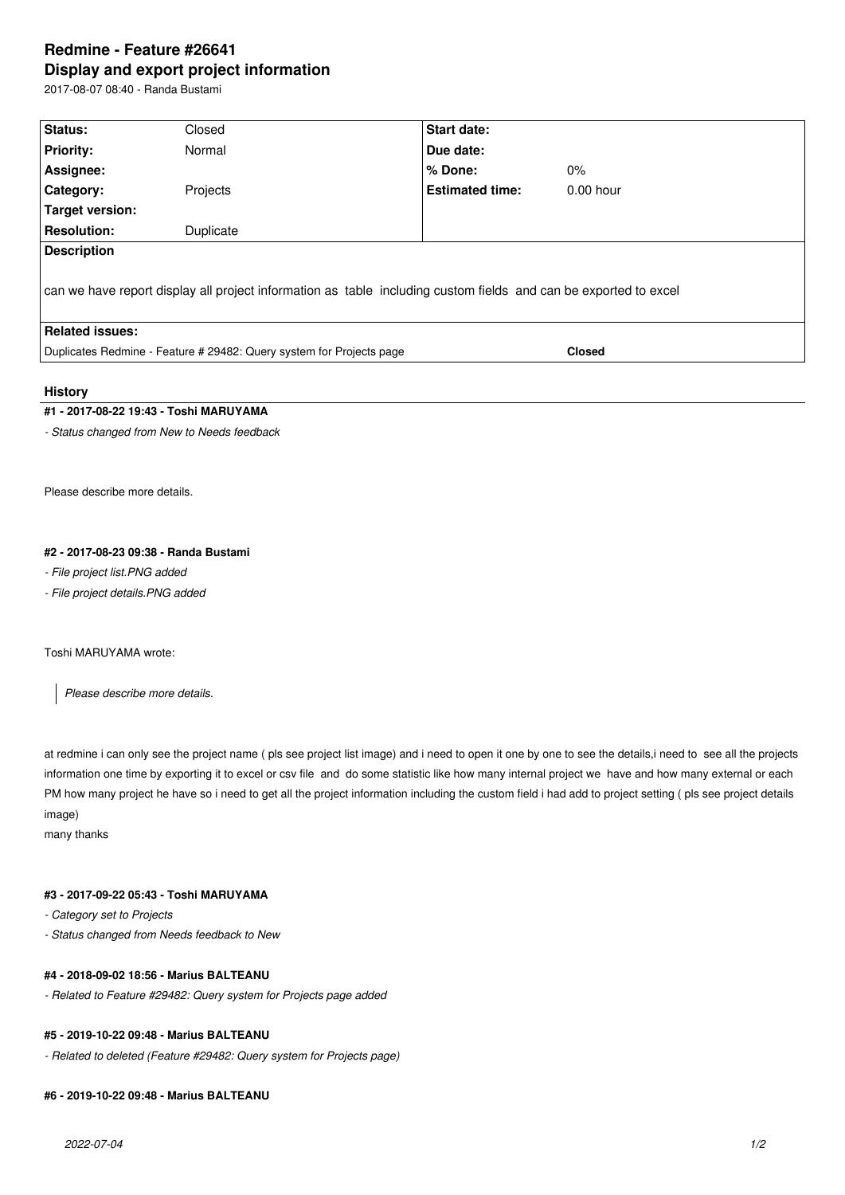# Redmine - Feature #26641
# Display and export project information

2017-08-07 08:40 - Randa Bustami

| Status: | Closed | Start date: | |
|---|---|---|---|
| Priority: | Normal | Due date: | |
| Assignee: | | % Done: | 0% |
| Category: | Projects | Estimated time: | 0.00 hour |
| Target version: | | | |
| Resolution: | Duplicate | | |

**Description**

can we have report display all project information as table including custom fields and can be exported to excel

**Related issues:**

Duplicates Redmine - Feature # 29482: Query system for Projects page — **Closed**

## History

#### #1 - 2017-08-22 19:43 - Toshi MARUYAMA

*- Status changed from New to Needs feedback*

Please describe more details.

#### #2 - 2017-08-23 09:38 - Randa Bustami

*- File project list.PNG added*

*- File project details.PNG added*

Toshi MARUYAMA wrote:

> *Please describe more details.*

at redmine i can only see the project name ( pls see project list image) and i need to open it one by one to see the details,i need to see all the projects information one time by exporting it to excel or csv file and do some statistic like how many internal project we have and how many external or each PM how many project he have so i need to get all the project information including the custom field i had add to project setting ( pls see project details image)
many thanks

#### #3 - 2017-09-22 05:43 - Toshi MARUYAMA

*- Category set to Projects*

*- Status changed from Needs feedback to New*

#### #4 - 2018-09-02 18:56 - Marius BALTEANU

*- Related to Feature #29482: Query system for Projects page added*

#### #5 - 2019-10-22 09:48 - Marius BALTEANU

*- Related to deleted (Feature #29482: Query system for Projects page)*

#### #6 - 2019-10-22 09:48 - Marius BALTEANU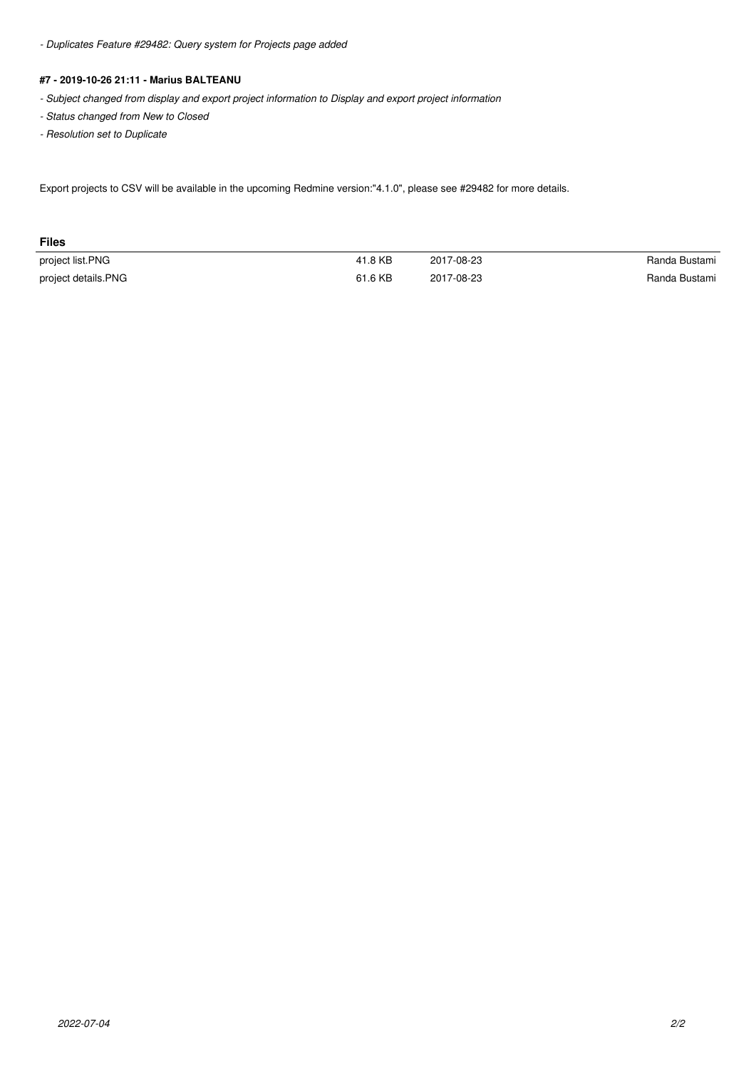*- Duplicates Feature #29482: Query system for Projects page added*

#### #7 - 2019-10-26 21:11 - Marius BALTEANU

*- Subject changed from display and export project information to Display and export project information*

*- Status changed from New to Closed*

*- Resolution set to Duplicate*

Export projects to CSV will be available in the upcoming Redmine version:"4.1.0", please see #29482 for more details.

#### Files

| | | | |
|---|---|---|---|
| project list.PNG | 41.8 KB | 2017-08-23 | Randa Bustami |
| project details.PNG | 61.6 KB | 2017-08-23 | Randa Bustami |